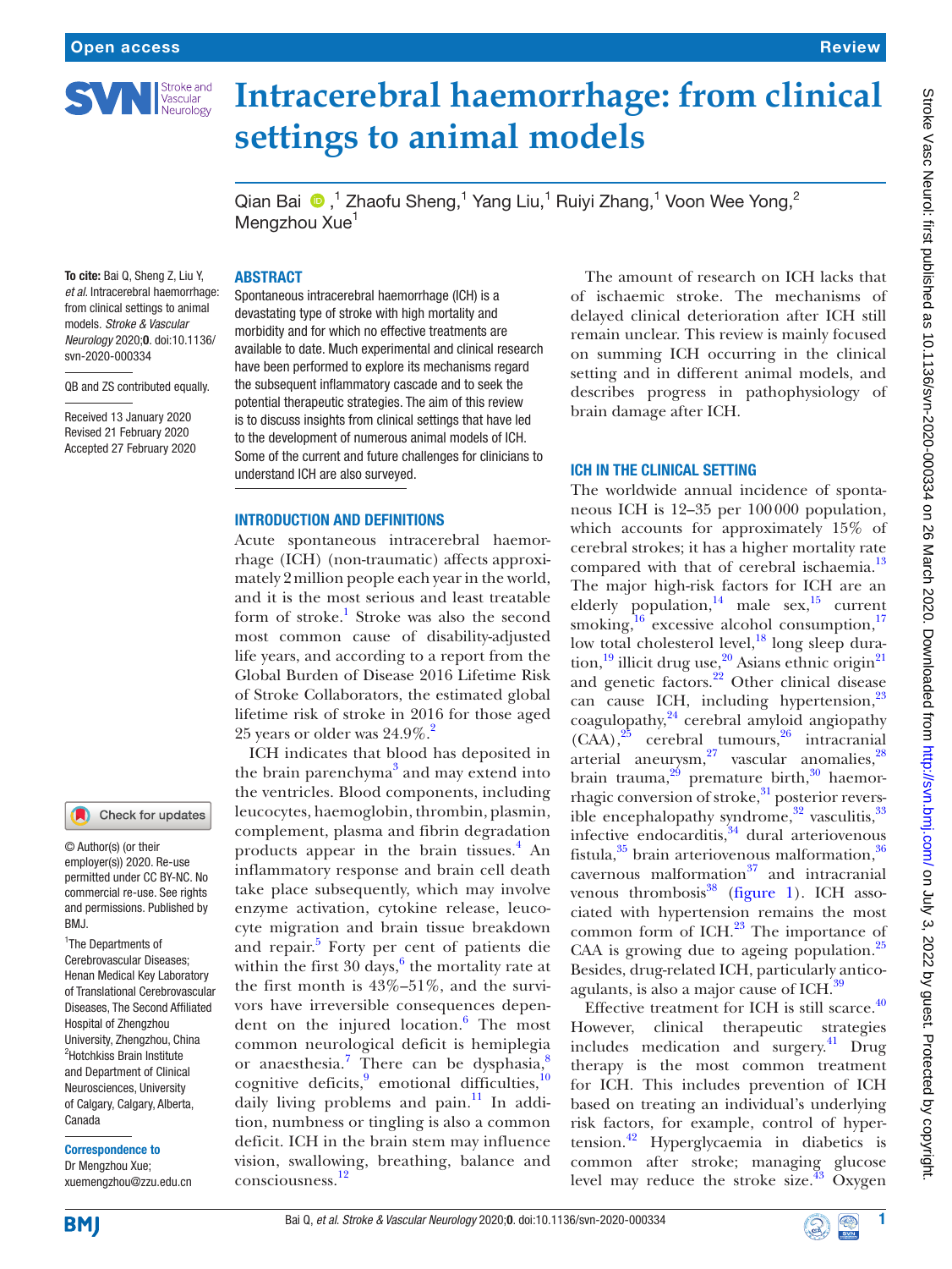Open access | Review

# Intracerebral haemorrhage: from clinical settings to animal models

Qian Bai,[1] Zhaofu Sheng,[1] Yang Liu,[1] Ruiyi Zhang,[1] Voon Wee Yong,[2] Mengzhou Xue[1]

**To cite:** Bai Q, Sheng Z, Liu Y, *et al*. Intracerebral haemorrhage: from clinical settings to animal models. *Stroke & Vascular Neurology* 2020;**0**. doi:10.1136/svn-2020-000334

QB and ZS contributed equally.

Received 13 January 2020
Revised 21 February 2020
Accepted 27 February 2020

© Author(s) (or their employer(s)) 2020. Re-use permitted under CC BY-NC. No commercial re-use. See rights and permissions. Published by BMJ.

[1]The Departments of Cerebrovascular Diseases; Henan Medical Key Laboratory of Translational Cerebrovascular Diseases, The Second Affiliated Hospital of Zhengzhou University, Zhengzhou, China
[2]Hotchkiss Brain Institute and Department of Clinical Neurosciences, University of Calgary, Calgary, Alberta, Canada

**Correspondence to**
Dr Mengzhou Xue;
xuemengzhou@zzu.edu.cn

## ABSTRACT

Spontaneous intracerebral haemorrhage (ICH) is a devastating type of stroke with high mortality and morbidity and for which no effective treatments are available to date. Much experimental and clinical research have been performed to explore its mechanisms regard the subsequent inflammatory cascade and to seek the potential therapeutic strategies. The aim of this review is to discuss insights from clinical settings that have led to the development of numerous animal models of ICH. Some of the current and future challenges for clinicians to understand ICH are also surveyed.

## INTRODUCTION AND DEFINITIONS

Acute spontaneous intracerebral haemorrhage (ICH) (non-traumatic) affects approximately 2 million people each year in the world, and it is the most serious and least treatable form of stroke.[1] Stroke was also the second most common cause of disability-adjusted life years, and according to a report from the Global Burden of Disease 2016 Lifetime Risk of Stroke Collaborators, the estimated global lifetime risk of stroke in 2016 for those aged 25 years or older was 24.9%.[2]

ICH indicates that blood has deposited in the brain parenchyma[3] and may extend into the ventricles. Blood components, including leucocytes, haemoglobin, thrombin, plasmin, complement, plasma and fibrin degradation products appear in the brain tissues.[4] An inflammatory response and brain cell death take place subsequently, which may involve enzyme activation, cytokine release, leucocyte migration and brain tissue breakdown and repair.[5] Forty per cent of patients die within the first 30 days,[6] the mortality rate at the first month is 43%–51%, and the survivors have irreversible consequences dependent on the injured location.[6] The most common neurological deficit is hemiplegia or anaesthesia.[7] There can be dysphasia,[8] cognitive deficits,[9] emotional difficulties,[10] daily living problems and pain.[11] In addition, numbness or tingling is also a common deficit. ICH in the brain stem may influence vision, swallowing, breathing, balance and consciousness.[12]

The amount of research on ICH lacks that of ischaemic stroke. The mechanisms of delayed clinical deterioration after ICH still remain unclear. This review is mainly focused on summing ICH occurring in the clinical setting and in different animal models, and describes progress in pathophysiology of brain damage after ICH.

## ICH IN THE CLINICAL SETTING

The worldwide annual incidence of spontaneous ICH is 12–35 per 100 000 population, which accounts for approximately 15% of cerebral strokes; it has a higher mortality rate compared with that of cerebral ischaemia.[13] The major high-risk factors for ICH are an elderly population,[14] male sex,[15] current smoking,[16] excessive alcohol consumption,[17] low total cholesterol level,[18] long sleep duration,[19] illicit drug use,[20] Asians ethnic origin[21] and genetic factors.[22] Other clinical disease can cause ICH, including hypertension,[23] coagulopathy,[24] cerebral amyloid angiopathy (CAA),[25] cerebral tumours,[26] intracranial arterial aneurysm,[27] vascular anomalies,[28] brain trauma,[29] premature birth,[30] haemorrhagic conversion of stroke,[31] posterior reversible encephalopathy syndrome,[32] vasculitis,[33] infective endocarditis,[34] dural arteriovenous fistula,[35] brain arteriovenous malformation,[36] cavernous malformation[37] and intracranial venous thrombosis[38] (figure 1). ICH associated with hypertension remains the most common form of ICH.[23] The importance of CAA is growing due to ageing population.[25] Besides, drug-related ICH, particularly anticoagulants, is also a major cause of ICH.[39]

Effective treatment for ICH is still scarce.[40] However, clinical therapeutic strategies includes medication and surgery.[41] Drug therapy is the most common treatment for ICH. This includes prevention of ICH based on treating an individual's underlying risk factors, for example, control of hypertension.[42] Hyperglycaemia in diabetics is common after stroke; managing glucose level may reduce the stroke size.[43] Oxygen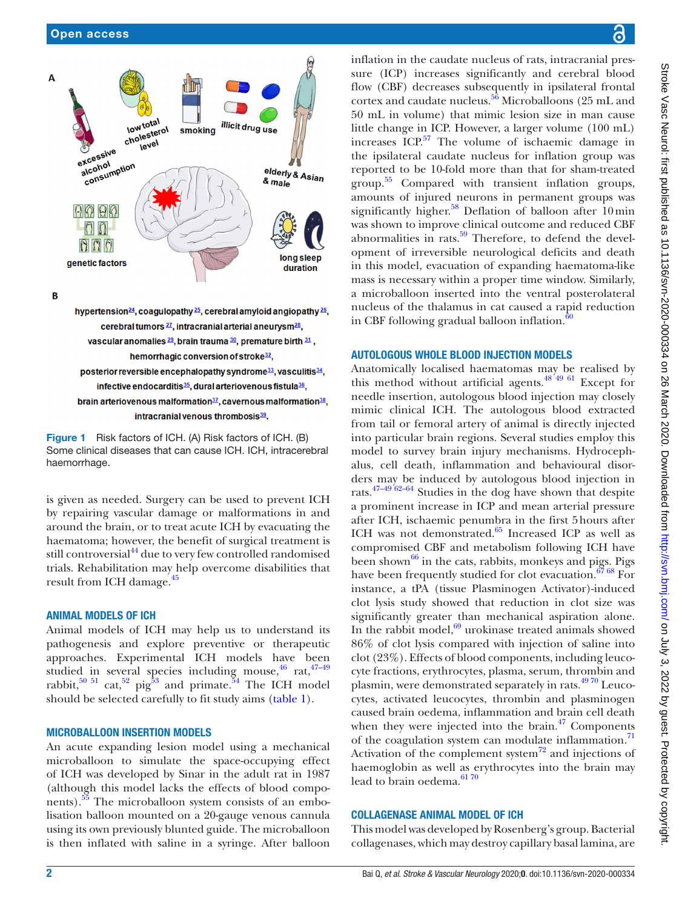Figure 1 Risk factors of ICH. (A) Risk factors of ICH. (B) Some clinical diseases that can cause ICH. ICH, intracerebral haemorrhage.

is given as needed. Surgery can be used to prevent ICH by repairing vascular damage or malformations in and around the brain, or to treat acute ICH by evacuating the haematoma; however, the benefit of surgical treatment is still controversial[44] due to very few controlled randomised trials. Rehabilitation may help overcome disabilities that result from ICH damage.[45]

## ANIMAL MODELS OF ICH

Animal models of ICH may help us to understand its pathogenesis and explore preventive or therapeutic approaches. Experimental ICH models have been studied in several species including mouse,[46] rat,[47–49] rabbit,[50 51] cat,[52] pig[53] and primate.[54] The ICH model should be selected carefully to fit study aims (table 1).

## MICROBALLOON INSERTION MODELS

An acute expanding lesion model using a mechanical microballoon to simulate the space-occupying effect of ICH was developed by Sinar in the adult rat in 1987 (although this model lacks the effects of blood components).[55] The microballoon system consists of an embolisation balloon mounted on a 20-gauge venous cannula using its own previously blunted guide. The microballoon is then inflated with saline in a syringe. After balloon inflation in the caudate nucleus of rats, intracranial pressure (ICP) increases significantly and cerebral blood flow (CBF) decreases subsequently in ipsilateral frontal cortex and caudate nucleus.[56] Microballoons (25 mL and 50 mL in volume) that mimic lesion size in man cause little change in ICP. However, a larger volume (100 mL) increases ICP.[57] The volume of ischaemic damage in the ipsilateral caudate nucleus for inflation group was reported to be 10-fold more than that for sham-treated group.[55] Compared with transient inflation groups, amounts of injured neurons in permanent groups was significantly higher.[58] Deflation of balloon after 10 min was shown to improve clinical outcome and reduced CBF abnormalities in rats.[59] Therefore, to defend the development of irreversible neurological deficits and death in this model, evacuation of expanding haematoma-like mass is necessary within a proper time window. Similarly, a microballoon inserted into the ventral posterolateral nucleus of the thalamus in cat caused a rapid reduction in CBF following gradual balloon inflation.[60]

## AUTOLOGOUS WHOLE BLOOD INJECTION MODELS

Anatomically localised haematomas may be realised by this method without artificial agents.[48 49 61] Except for needle insertion, autologous blood injection may closely mimic clinical ICH. The autologous blood extracted from tail or femoral artery of animal is directly injected into particular brain regions. Several studies employ this model to survey brain injury mechanisms. Hydrocephalus, cell death, inflammation and behavioural disorders may be induced by autologous blood injection in rats.[47–49 62–64] Studies in the dog have shown that despite a prominent increase in ICP and mean arterial pressure after ICH, ischaemic penumbra in the first 5 hours after ICH was not demonstrated.[65] Increased ICP as well as compromised CBF and metabolism following ICH have been shown[66] in the cats, rabbits, monkeys and pigs. Pigs have been frequently studied for clot evacuation.[67 68] For instance, a tPA (tissue Plasminogen Activator)-induced clot lysis study showed that reduction in clot size was significantly greater than mechanical aspiration alone. In the rabbit model,[69] urokinase treated animals showed 86% of clot lysis compared with injection of saline into clot (23%). Effects of blood components, including leucocyte fractions, erythrocytes, plasma, serum, thrombin and plasmin, were demonstrated separately in rats.[49 70] Leucocytes, activated leucocytes, thrombin and plasminogen caused brain oedema, inflammation and brain cell death when they were injected into the brain.[47] Components of the coagulation system can modulate inflammation.[71] Activation of the complement system[72] and injections of haemoglobin as well as erythrocytes into the brain may lead to brain oedema.[61 70]

## COLLAGENASE ANIMAL MODEL OF ICH

This model was developed by Rosenberg's group. Bacterial collagenases, which may destroy capillary basal lamina, are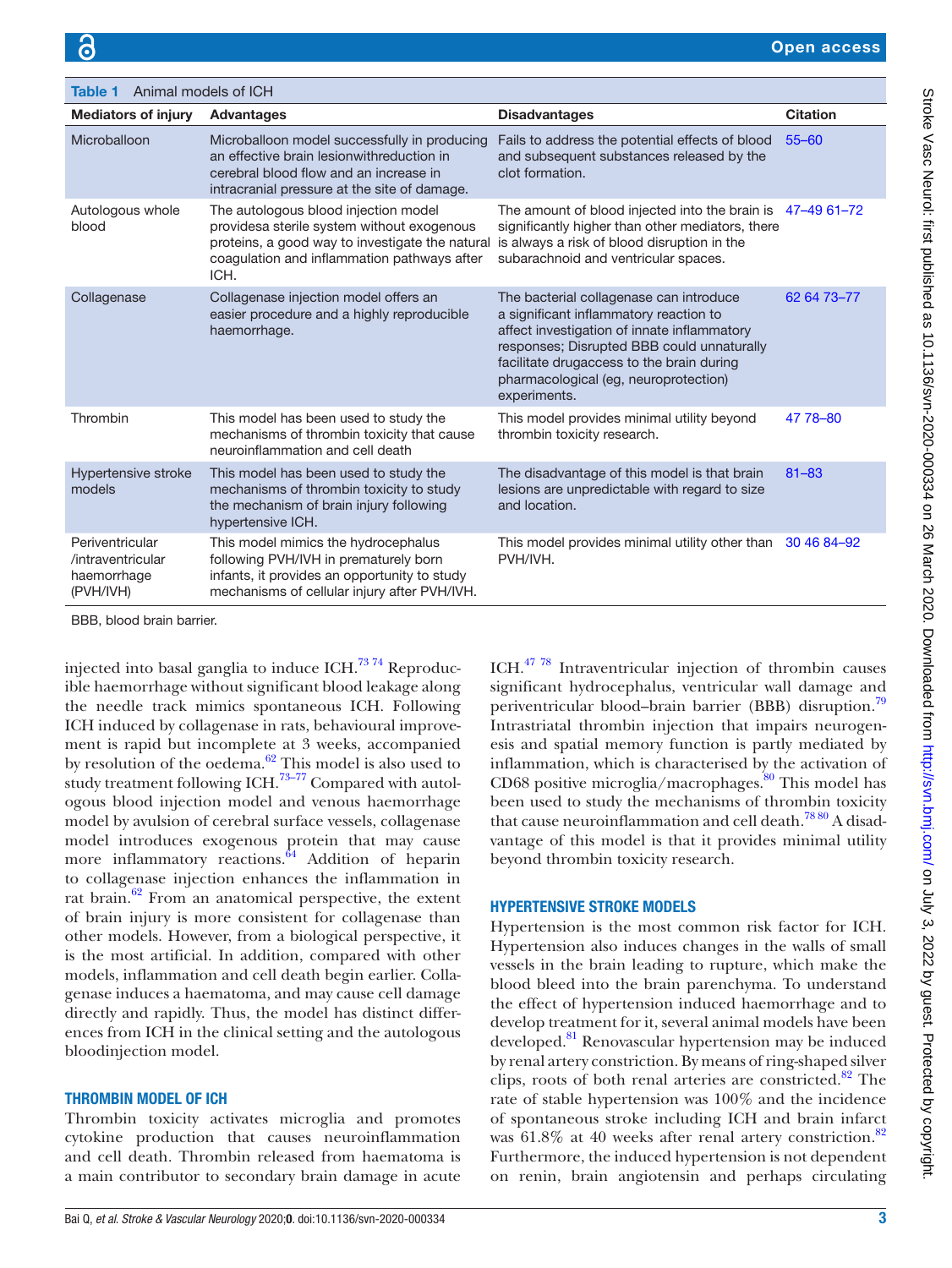**Table 1** Animal models of ICH

| Mediators of injury | Advantages | Disadvantages | Citation |
|---|---|---|---|
| Microballoon | Microballoon model successfully in producing an effective brain lesionwithreduction in cerebral blood flow and an increase in intracranial pressure at the site of damage. | Fails to address the potential effects of blood and subsequent substances released by the clot formation. | 55–60 |
| Autologous whole blood | The autologous blood injection model providesa sterile system without exogenous proteins, a good way to investigate the natural coagulation and inflammation pathways after ICH. | The amount of blood injected into the brain is significantly higher than other mediators, there is always a risk of blood disruption in the subarachnoid and ventricular spaces. | 47–49 61–72 |
| Collagenase | Collagenase injection model offers an easier procedure and a highly reproducible haemorrhage. | The bacterial collagenase can introduce a significant inflammatory reaction to affect investigation of innate inflammatory responses; Disrupted BBB could unnaturally facilitate drugaccess to the brain during pharmacological (eg, neuroprotection) experiments. | 62 64 73–77 |
| Thrombin | This model has been used to study the mechanisms of thrombin toxicity that cause neuroinflammation and cell death | This model provides minimal utility beyond thrombin toxicity research. | 47 78–80 |
| Hypertensive stroke models | This model has been used to study the mechanisms of thrombin toxicity to study the mechanism of brain injury following hypertensive ICH. | The disadvantage of this model is that brain lesions are unpredictable with regard to size and location. | 81–83 |
| Periventricular /intraventricular haemorrhage (PVH/IVH) | This model mimics the hydrocephalus following PVH/IVH in prematurely born infants, it provides an opportunity to study mechanisms of cellular injury after PVH/IVH. | This model provides minimal utility other than PVH/IVH. | 30 46 84–92 |

BBB, blood brain barrier.

injected into basal ganglia to induce ICH.[73 74] Reproducible haemorrhage without significant blood leakage along the needle track mimics spontaneous ICH. Following ICH induced by collagenase in rats, behavioural improvement is rapid but incomplete at 3 weeks, accompanied by resolution of the oedema.[62] This model is also used to study treatment following ICH.[73–77] Compared with autologous blood injection model and venous haemorrhage model by avulsion of cerebral surface vessels, collagenase model introduces exogenous protein that may cause more inflammatory reactions.[64] Addition of heparin to collagenase injection enhances the inflammation in rat brain.[62] From an anatomical perspective, the extent of brain injury is more consistent for collagenase than other models. However, from a biological perspective, it is the most artificial. In addition, compared with other models, inflammation and cell death begin earlier. Collagenase induces a haematoma, and may cause cell damage directly and rapidly. Thus, the model has distinct differences from ICH in the clinical setting and the autologous bloodinjection model.

## THROMBIN MODEL OF ICH

Thrombin toxicity activates microglia and promotes cytokine production that causes neuroinflammation and cell death. Thrombin released from haematoma is a main contributor to secondary brain damage in acute ICH.[47 78] Intraventricular injection of thrombin causes significant hydrocephalus, ventricular wall damage and periventricular blood–brain barrier (BBB) disruption.[79] Intrastriatal thrombin injection that impairs neurogenesis and spatial memory function is partly mediated by inflammation, which is characterised by the activation of CD68 positive microglia/macrophages.[80] This model has been used to study the mechanisms of thrombin toxicity that cause neuroinflammation and cell death.[78 80] A disadvantage of this model is that it provides minimal utility beyond thrombin toxicity research.

## HYPERTENSIVE STROKE MODELS

Hypertension is the most common risk factor for ICH. Hypertension also induces changes in the walls of small vessels in the brain leading to rupture, which make the blood bleed into the brain parenchyma. To understand the effect of hypertension induced haemorrhage and to develop treatment for it, several animal models have been developed.[81] Renovascular hypertension may be induced by renal artery constriction. By means of ring-shaped silver clips, roots of both renal arteries are constricted.[82] The rate of stable hypertension was 100% and the incidence of spontaneous stroke including ICH and brain infarct was 61.8% at 40 weeks after renal artery constriction.[82] Furthermore, the induced hypertension is not dependent on renin, brain angiotensin and perhaps circulating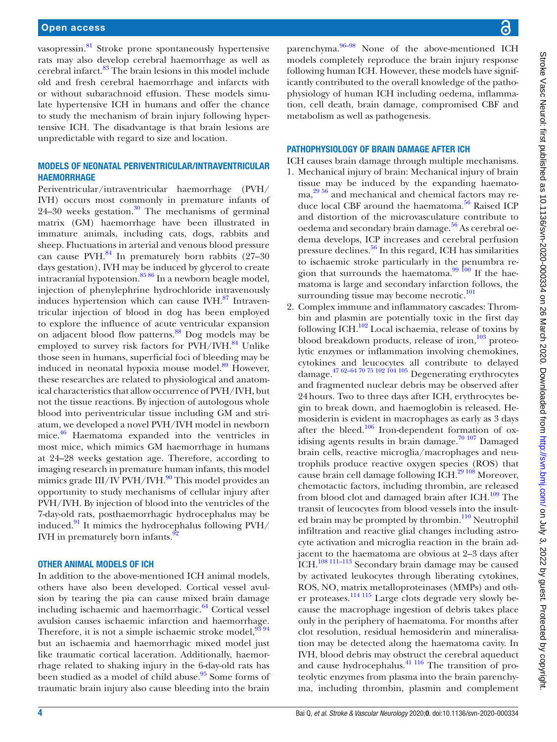vasopressin.[81] Stroke prone spontaneously hypertensive rats may also develop cerebral haemorrhage as well as cerebral infarct.[83] The brain lesions in this model include old and fresh cerebral haemorrhage and infarcts with or without subarachnoid effusion. These models simulate hypertensive ICH in humans and offer the chance to study the mechanism of brain injury following hypertensive ICH. The disadvantage is that brain lesions are unpredictable with regard to size and location.

## MODELS OF NEONATAL PERIVENTRICULAR/INTRAVENTRICULAR HAEMORRHAGE

Periventricular/intraventricular haemorrhage (PVH/IVH) occurs most commonly in premature infants of 24–30 weeks gestation.[30] The mechanisms of germinal matrix (GM) haemorrhage have been illustrated in immature animals, including cats, dogs, rabbits and sheep. Fluctuations in arterial and venous blood pressure can cause PVH.[84] In prematurely born rabbits (27–30 days gestation), IVH may be induced by glycerol to create intracranial hypotension.[85,86] In a newborn beagle model, injection of phenylephrine hydrochloride intravenously induces hypertension which can cause IVH.[87] Intraventricular injection of blood in dog has been employed to explore the influence of acute ventricular expansion on adjacent blood flow patterns.[88] Dog models may be employed to survey risk factors for PVH/IVH.[84] Unlike those seen in humans, superficial foci of bleeding may be induced in neonatal hypoxia mouse model.[89] However, these researches are related to physiological and anatomical characteristics that allow occurrence of PVH/IVH, but not the tissue reactions. By injection of autologous whole blood into periventricular tissue including GM and striatum, we developed a novel PVH/IVH model in newborn mice.[46] Haematoma expanded into the ventricles in most mice, which mimics GM haemorrhage in humans at 24–28 weeks gestation age. Therefore, according to imaging research in premature human infants, this model mimics grade III/IV PVH/IVH.[90] This model provides an opportunity to study mechanisms of cellular injury after PVH/IVH. By injection of blood into the ventricles of the 7-day-old rats, posthaemorrhagic hydrocephalus may be induced.[91] It mimics the hydrocephalus following PVH/IVH in prematurely born infants.[92]

## OTHER ANIMAL MODELS OF ICH

In addition to the above-mentioned ICH animal models, others have also been developed. Cortical vessel avulsion by tearing the pia can cause mixed brain damage including ischaemic and haemorrhagic.[64] Cortical vessel avulsion causes ischaemic infarction and haemorrhage. Therefore, it is not a simple ischaemic stroke model,[93,94] but an ischaemia and haemorrhagic mixed model just like traumatic cortical laceration. Additionally, haemorrhage related to shaking injury in the 6-day-old rats has been studied as a model of child abuse.[95] Some forms of traumatic brain injury also cause bleeding into the brain parenchyma.[96–98] None of the above-mentioned ICH models completely reproduce the brain injury response following human ICH. However, these models have significantly contributed to the overall knowledge of the pathophysiology of human ICH including oedema, inflammation, cell death, brain damage, compromised CBF and metabolism as well as pathogenesis.

## PATHOPHYSIOLOGY OF BRAIN DAMAGE AFTER ICH

ICH causes brain damage through multiple mechanisms.

1. Mechanical injury of brain: Mechanical injury of brain tissue may be induced by the expanding haematoma,[29,56] and mechanical and chemical factors may reduce local CBF around the haematoma.[56] Raised ICP and distortion of the microvasculature contribute to oedema and secondary brain damage.[56] As cerebral oedema develops, ICP increases and cerebral perfusion pressure declines.[56] In this regard, ICH has similarities to ischaemic stroke particularly in the penumbra region that surrounds the haematoma.[99,100] If the haematoma is large and secondary infarction follows, the surrounding tissue may become necrotic.[101]
2. Complex immune and inflammatory cascades: Thrombin and plasmin are potentially toxic in the first day following ICH.[102] Local ischaemia, release of toxins by blood breakdown products, release of iron,[103] proteolytic enzymes or inflammation involving chemokines, cytokines and leucocytes all contribute to delayed damage.[47,62–64,70,75,102,104,105] Degenerating erythrocytes and fragmented nuclear debris may be observed after 24 hours. Two to three days after ICH, erythrocytes begin to break down, and haemoglobin is released. Hemosiderin is evident in macrophages as early as 3 days after the bleed.[106] Iron-dependent formation of oxidising agents results in brain damage.[70,107] Damaged brain cells, reactive microglia/macrophages and neutrophils produce reactive oxygen species (ROS) that cause brain cell damage following ICH.[29,108] Moreover, chemotactic factors, including thrombin, are released from blood clot and damaged brain after ICH.[109] The transit of leucocytes from blood vessels into the insulted brain may be prompted by thrombin.[110] Neutrophil infiltration and reactive glial changes including astrocyte activation and microglia reaction in the brain adjacent to the haematoma are obvious at 2–3 days after ICH.[108,111–113] Secondary brain damage may be caused by activated leukocytes through liberating cytokines, ROS, NO, matrix metalloproteinases (MMPs) and other proteases.[114,115] Large clots degrade very slowly because the macrophage ingestion of debris takes place only in the periphery of haematoma. For months after clot resolution, residual hemosiderin and mineralisation may be detected along the haematoma cavity. In IVH, blood debris may obstruct the cerebral aqueduct and cause hydrocephalus.[41,116] The transition of proteolytic enzymes from plasma into the brain parenchyma, including thrombin, plasmin and complement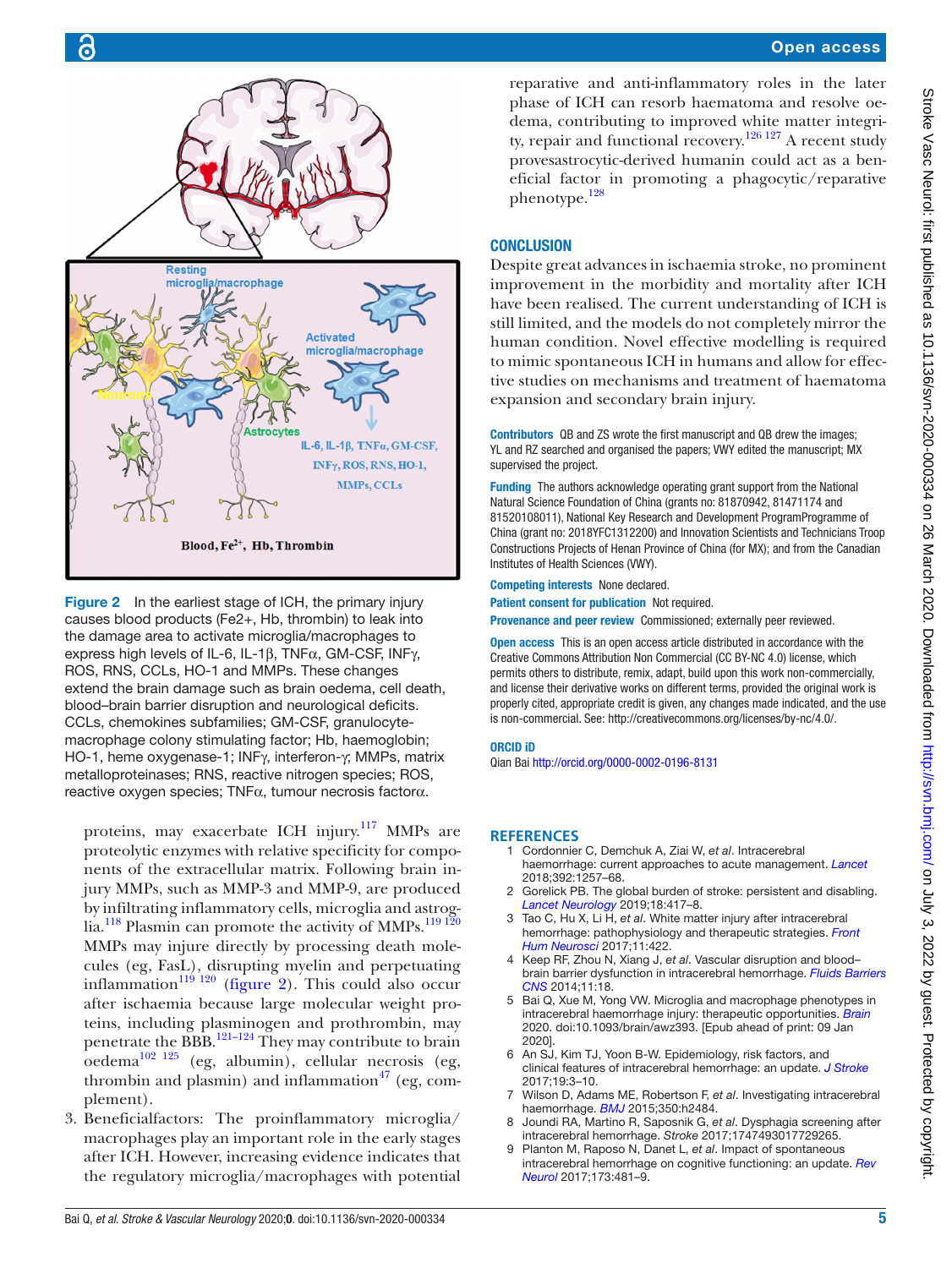Figure 2 In the earliest stage of ICH, the primary injury causes blood products (Fe2+, Hb, thrombin) to leak into the damage area to activate microglia/macrophages to express high levels of IL-6, IL-1β, TNFα, GM-CSF, INFγ, ROS, RNS, CCLs, HO-1 and MMPs. These changes extend the brain damage such as brain oedema, cell death, blood–brain barrier disruption and neurological deficits. CCLs, chemokines subfamilies; GM-CSF, granulocyte-macrophage colony stimulating factor; Hb, haemoglobin; HO-1, heme oxygenase-1; INFγ, interferon-γ; MMPs, matrix metalloproteinases; RNS, reactive nitrogen species; ROS, reactive oxygen species; TNFα, tumour necrosis factorα.

proteins, may exacerbate ICH injury.[117] MMPs are proteolytic enzymes with relative specificity for components of the extracellular matrix. Following brain injury MMPs, such as MMP-3 and MMP-9, are produced by infiltrating inflammatory cells, microglia and astroglia.[118] Plasmin can promote the activity of MMPs.[119 120] MMPs may injure directly by processing death molecules (eg, FasL), disrupting myelin and perpetuating inflammation[119 120] (figure 2). This could also occur after ischaemia because large molecular weight proteins, including plasminogen and prothrombin, may penetrate the BBB.[121–124] They may contribute to brain oedema[102 125] (eg, albumin), cellular necrosis (eg, thrombin and plasmin) and inflammation[47] (eg, complement).

3. Beneficialfactors: The proinflammatory microglia/macrophages play an important role in the early stages after ICH. However, increasing evidence indicates that the regulatory microglia/macrophages with potential reparative and anti-inflammatory roles in the later phase of ICH can resorb haematoma and resolve oedema, contributing to improved white matter integrity, repair and functional recovery.[126 127] A recent study provesastrocytic-derived humanin could act as a beneficial factor in promoting a phagocytic/reparative phenotype.[128]

## CONCLUSION

Despite great advances in ischaemia stroke, no prominent improvement in the morbidity and mortality after ICH have been realised. The current understanding of ICH is still limited, and the models do not completely mirror the human condition. Novel effective modelling is required to mimic spontaneous ICH in humans and allow for effective studies on mechanisms and treatment of haematoma expansion and secondary brain injury.

**Contributors** QB and ZS wrote the first manuscript and QB drew the images; YL and RZ searched and organised the papers; VWY edited the manuscript; MX supervised the project.

**Funding** The authors acknowledge operating grant support from the National Natural Science Foundation of China (grants no: 81870942, 81471174 and 81520108011), National Key Research and Development ProgramProgramme of China (grant no: 2018YFC1312200) and Innovation Scientists and Technicians Troop Constructions Projects of Henan Province of China (for MX); and from the Canadian Institutes of Health Sciences (VWY).

**Competing interests** None declared.

**Patient consent for publication** Not required.

**Provenance and peer review** Commissioned; externally peer reviewed.

**Open access** This is an open access article distributed in accordance with the Creative Commons Attribution Non Commercial (CC BY-NC 4.0) license, which permits others to distribute, remix, adapt, build upon this work non-commercially, and license their derivative works on different terms, provided the original work is properly cited, appropriate credit is given, any changes made indicated, and the use is non-commercial. See: http://creativecommons.org/licenses/by-nc/4.0/.

**ORCID iD**

Qian Bai http://orcid.org/0000-0002-0196-8131

## REFERENCES

1. Cordonnier C, Demchuk A, Ziai W, *et al*. Intracerebral haemorrhage: current approaches to acute management. *Lancet* 2018;392:1257–68.
2. Gorelick PB. The global burden of stroke: persistent and disabling. *Lancet Neurology* 2019;18:417–8.
3. Tao C, Hu X, Li H, *et al*. White matter injury after intracerebral hemorrhage: pathophysiology and therapeutic strategies. *Front Hum Neurosci* 2017;11:422.
4. Keep RF, Zhou N, Xiang J, *et al*. Vascular disruption and blood–brain barrier dysfunction in intracerebral hemorrhage. *Fluids Barriers CNS* 2014;11:18.
5. Bai Q, Xue M, Yong VW. Microglia and macrophage phenotypes in intracerebral haemorrhage injury: therapeutic opportunities. *Brain* 2020. doi:10.1093/brain/awz393. [Epub ahead of print: 09 Jan 2020].
6. An SJ, Kim TJ, Yoon B-W. Epidemiology, risk factors, and clinical features of intracerebral hemorrhage: an update. *J Stroke* 2017;19:3–10.
7. Wilson D, Adams ME, Robertson F, *et al*. Investigating intracerebral haemorrhage. *BMJ* 2015;350:h2484.
8. Joundi RA, Martino R, Saposnik G, *et al*. Dysphagia screening after intracerebral hemorrhage. *Stroke* 2017;1747493017729265.
9. Planton M, Raposo N, Danet L, *et al*. Impact of spontaneous intracerebral hemorrhage on cognitive functioning: an update. *Rev Neurol* 2017;173:481–9.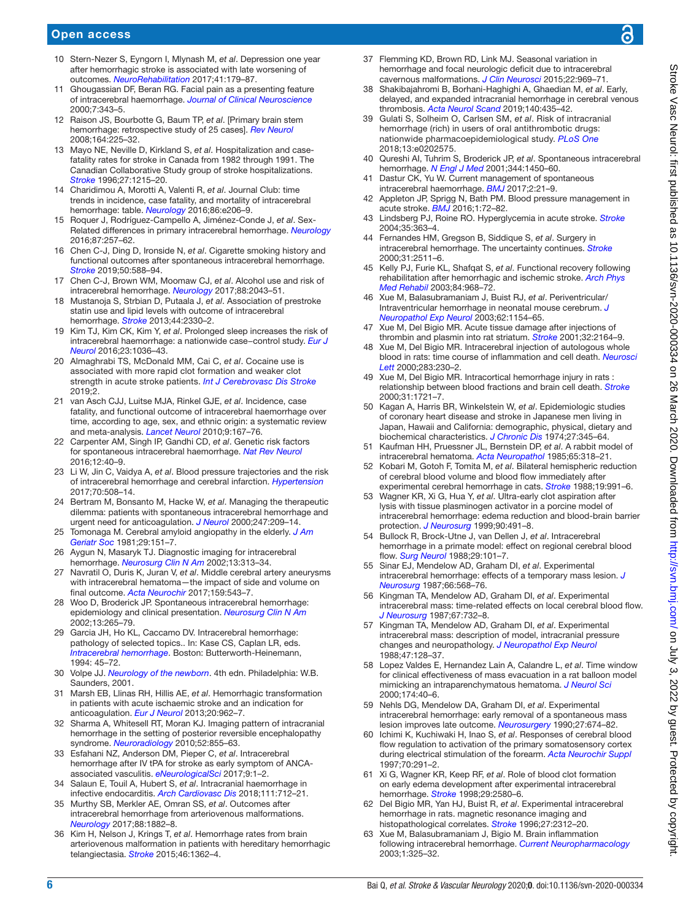10 Stern-Nezer S, Eyngorn I, Mlynash M, *et al*. Depression one year after hemorrhagic stroke is associated with late worsening of outcomes. *NeuroRehabilitation* 2017;41:179–87.
11 Ghougassian DF, Beran RG. Facial pain as a presenting feature of intracerebral haemorrhage. *Journal of Clinical Neuroscience* 2000;7:343–5.
12 Raison JS, Bourbotte G, Baum TP, *et al*. [Primary brain stem hemorrhage: retrospective study of 25 cases]. *Rev Neurol* 2008;164:225–32.
13 Mayo NE, Neville D, Kirkland S, *et al*. Hospitalization and case-fatality rates for stroke in Canada from 1982 through 1991. The Canadian Collaborative Study group of stroke hospitalizations. *Stroke* 1996;27:1215–20.
14 Charidimou A, Morotti A, Valenti R, *et al*. Journal Club: time trends in incidence, case fatality, and mortality of intracerebral hemorrhage: table. *Neurology* 2016;86:e206–9.
15 Roquer J, Rodríguez-Campello A, Jiménez-Conde J, *et al*. Sex-Related differences in primary intracerebral hemorrhage. *Neurology* 2016;87:257–62.
16 Chen C-J, Ding D, Ironside N, *et al*. Cigarette smoking history and functional outcomes after spontaneous intracerebral hemorrhage. *Stroke* 2019;50:588–94.
17 Chen C-J, Brown WM, Moomaw CJ, *et al*. Alcohol use and risk of intracerebral hemorrhage. *Neurology* 2017;88:2043–51.
18 Mustanoja S, Strbian D, Putaala J, *et al*. Association of prestroke statin use and lipid levels with outcome of intracerebral hemorrhage. *Stroke* 2013;44:2330–2.
19 Kim TJ, Kim CK, Kim Y, *et al*. Prolonged sleep increases the risk of intracerebral haemorrhage: a nationwide case–control study. *Eur J Neurol* 2016;23:1036–43.
20 Almaghrabi TS, McDonald MM, Cai C, *et al*. Cocaine use is associated with more rapid clot formation and weaker clot strength in acute stroke patients. *Int J Cerebrovasc Dis Stroke* 2019;2.
21 van Asch CJJ, Luitse MJA, Rinkel GJE, *et al*. Incidence, case fatality, and functional outcome of intracerebral haemorrhage over time, according to age, sex, and ethnic origin: a systematic review and meta-analysis. *Lancet Neurol* 2010;9:167–76.
22 Carpenter AM, Singh IP, Gandhi CD, *et al*. Genetic risk factors for spontaneous intracerebral haemorrhage. *Nat Rev Neurol* 2016;12:40–9.
23 Li W, Jin C, Vaidya A, *et al*. Blood pressure trajectories and the risk of intracerebral hemorrhage and cerebral infarction. *Hypertension* 2017;70:508–14.
24 Bertram M, Bonsanto M, Hacke W, *et al*. Managing the therapeutic dilemma: patients with spontaneous intracerebral hemorrhage and urgent need for anticoagulation. *J Neurol* 2000;247:209–14.
25 Tomonaga M. Cerebral amyloid angiopathy in the elderly. *J Am Geriatr Soc* 1981;29:151–7.
26 Aygun N, Masaryk TJ. Diagnostic imaging for intracerebral hemorrhage. *Neurosurg Clin N Am* 2002;13:313–34.
27 Navratil O, Duris K, Juran V, *et al*. Middle cerebral artery aneurysms with intracerebral hematoma—the impact of side and volume on final outcome. *Acta Neurochir* 2017;159:543–7.
28 Woo D, Broderick JP. Spontaneous intracerebral hemorrhage: epidemiology and clinical presentation. *Neurosurg Clin N Am* 2002;13:265–79.
29 Garcia JH, Ho KL, Caccamo DV. Intracerebral hemorrhage: pathology of selected topics.. In: Kase CS, Caplan LR, eds. *Intracerebral hemorrhage*. Boston: Butterworth-Heinemann, 1994: 45–72.
30 Volpe JJ. *Neurology of the newborn*. 4th edn. Philadelphia: W.B. Saunders, 2001.
31 Marsh EB, Llinas RH, Hillis AE, *et al*. Hemorrhagic transformation in patients with acute ischaemic stroke and an indication for anticoagulation. *Eur J Neurol* 2013;20:962–7.
32 Sharma A, Whitesell RT, Moran KJ. Imaging pattern of intracranial hemorrhage in the setting of posterior reversible encephalopathy syndrome. *Neuroradiology* 2010;52:855–63.
33 Esfahani NZ, Anderson DM, Pieper C, *et al*. Intracerebral hemorrhage after IV tPA for stroke as early symptom of ANCA-associated vasculitis. *eNeurologicalSci* 2017;9:1–2.
34 Salaun E, Touil A, Hubert S, *et al*. Intracranial haemorrhage in infective endocarditis. *Arch Cardiovasc Dis* 2018;111:712–21.
35 Murthy SB, Merkler AE, Omran SS, *et al*. Outcomes after intracerebral hemorrhage from arteriovenous malformations. *Neurology* 2017;88:1882–8.
36 Kim H, Nelson J, Krings T, *et al*. Hemorrhage rates from brain arteriovenous malformation in patients with hereditary hemorrhagic telangiectasia. *Stroke* 2015;46:1362–4.
37 Flemming KD, Brown RD, Link MJ. Seasonal variation in hemorrhage and focal neurologic deficit due to intracerebral cavernous malformations. *J Clin Neurosci* 2015;22:969–71.
38 Shakibajahromi B, Borhani-Haghighi A, Ghaedian M, *et al*. Early, delayed, and expanded intracranial hemorrhage in cerebral venous thrombosis. *Acta Neurol Scand* 2019;140:435–42.
39 Gulati S, Solheim O, Carlsen SM, *et al*. Risk of intracranial hemorrhage (rich) in users of oral antithrombotic drugs: nationwide pharmacoepidemiological study. *PLoS One* 2018;13:e0202575.
40 Qureshi AI, Tuhrim S, Broderick JP, *et al*. Spontaneous intracerebral hemorrhage. *N Engl J Med* 2001;344:1450–60.
41 Dastur CK, Yu W. Current management of spontaneous intracerebral haemorrhage. *BMJ* 2017;2:21–9.
42 Appleton JP, Sprigg N, Bath PM. Blood pressure management in acute stroke. *BMJ* 2016;1:72–82.
43 Lindsberg PJ, Roine RO. Hyperglycemia in acute stroke. *Stroke* 2004;35:363–4.
44 Fernandes HM, Gregson B, Siddique S, *et al*. Surgery in intracerebral hemorrhage. The uncertainty continues. *Stroke* 2000;31:2511–6.
45 Kelly PJ, Furie KL, Shafqat S, *et al*. Functional recovery following rehabilitation after hemorrhagic and ischemic stroke. *Arch Phys Med Rehabil* 2003;84:968–72.
46 Xue M, Balasubramaniam J, Buist RJ, *et al*. Periventricular/Intraventricular hemorrhage in neonatal mouse cerebrum. *J Neuropathol Exp Neurol* 2003;62:1154–65.
47 Xue M, Del Bigio MR. Acute tissue damage after injections of thrombin and plasmin into rat striatum. *Stroke* 2001;32:2164–9.
48 Xue M, Del Bigio MR. Intracerebral injection of autologous whole blood in rats: time course of inflammation and cell death. *Neurosci Lett* 2000;283:230–2.
49 Xue M, Del Bigio MR. Intracortical hemorrhage injury in rats : relationship between blood fractions and brain cell death. *Stroke* 2000;31:1721–7.
50 Kagan A, Harris BR, Winkelstein W, *et al*. Epidemiologic studies of coronary heart disease and stroke in Japanese men living in Japan, Hawaii and California: demographic, physical, dietary and biochemical characteristics. *J Chronic Dis* 1974;27:345–64.
51 Kaufman HH, Pruessner JL, Bernstein DP, *et al*. A rabbit model of intracerebral hematoma. *Acta Neuropathol* 1985;65:318–21.
52 Kobari M, Gotoh F, Tomita M, *et al*. Bilateral hemispheric reduction of cerebral blood volume and blood flow immediately after experimental cerebral hemorrhage in cats. *Stroke* 1988;19:991–6.
53 Wagner KR, Xi G, Hua Y, *et al*. Ultra-early clot aspiration after lysis with tissue plasminogen activator in a porcine model of intracerebral hemorrhage: edema reduction and blood-brain barrier protection. *J Neurosurg* 1999;90:491–8.
54 Bullock R, Brock-Utne J, van Dellen J, *et al*. Intracerebral hemorrhage in a primate model: effect on regional cerebral blood flow. *Surg Neurol* 1988;29:101–7.
55 Sinar EJ, Mendelow AD, Graham DI, *et al*. Experimental intracerebral hemorrhage: effects of a temporary mass lesion. *J Neurosurg* 1987;66:568–76.
56 Kingman TA, Mendelow AD, Graham DI, *et al*. Experimental intracerebral mass: time-related effects on local cerebral blood flow. *J Neurosurg* 1987;67:732–8.
57 Kingman TA, Mendelow AD, Graham DI, *et al*. Experimental intracerebral mass: description of model, intracranial pressure changes and neuropathology. *J Neuropathol Exp Neurol* 1988;47:128–37.
58 Lopez Valdes E, Hernandez Lain A, Calandre L, *et al*. Time window for clinical effectiveness of mass evacuation in a rat balloon model mimicking an intraparenchymatous hematoma. *J Neurol Sci* 2000;174:40–6.
59 Nehls DG, Mendelow DA, Graham DI, *et al*. Experimental intracerebral hemorrhage: early removal of a spontaneous mass lesion improves late outcome. *Neurosurgery* 1990;27:674–82.
60 Ichimi K, Kuchiwaki H, Inao S, *et al*. Responses of cerebral blood flow regulation to activation of the primary somatosensory cortex during electrical stimulation of the forearm. *Acta Neurochir Suppl* 1997;70:291–2.
61 Xi G, Wagner KR, Keep RF, *et al*. Role of blood clot formation on early edema development after experimental intracerebral hemorrhage. *Stroke* 1998;29:2580–6.
62 Del Bigio MR, Yan HJ, Buist R, *et al*. Experimental intracerebral hemorrhage in rats. magnetic resonance imaging and histopathological correlates. *Stroke* 1996;27:2312–20.
63 Xue M, Balasubramaniam J, Bigio M. Brain inflammation following intracerebral hemorrhage. *Current Neuropharmacology* 2003;1:325–32.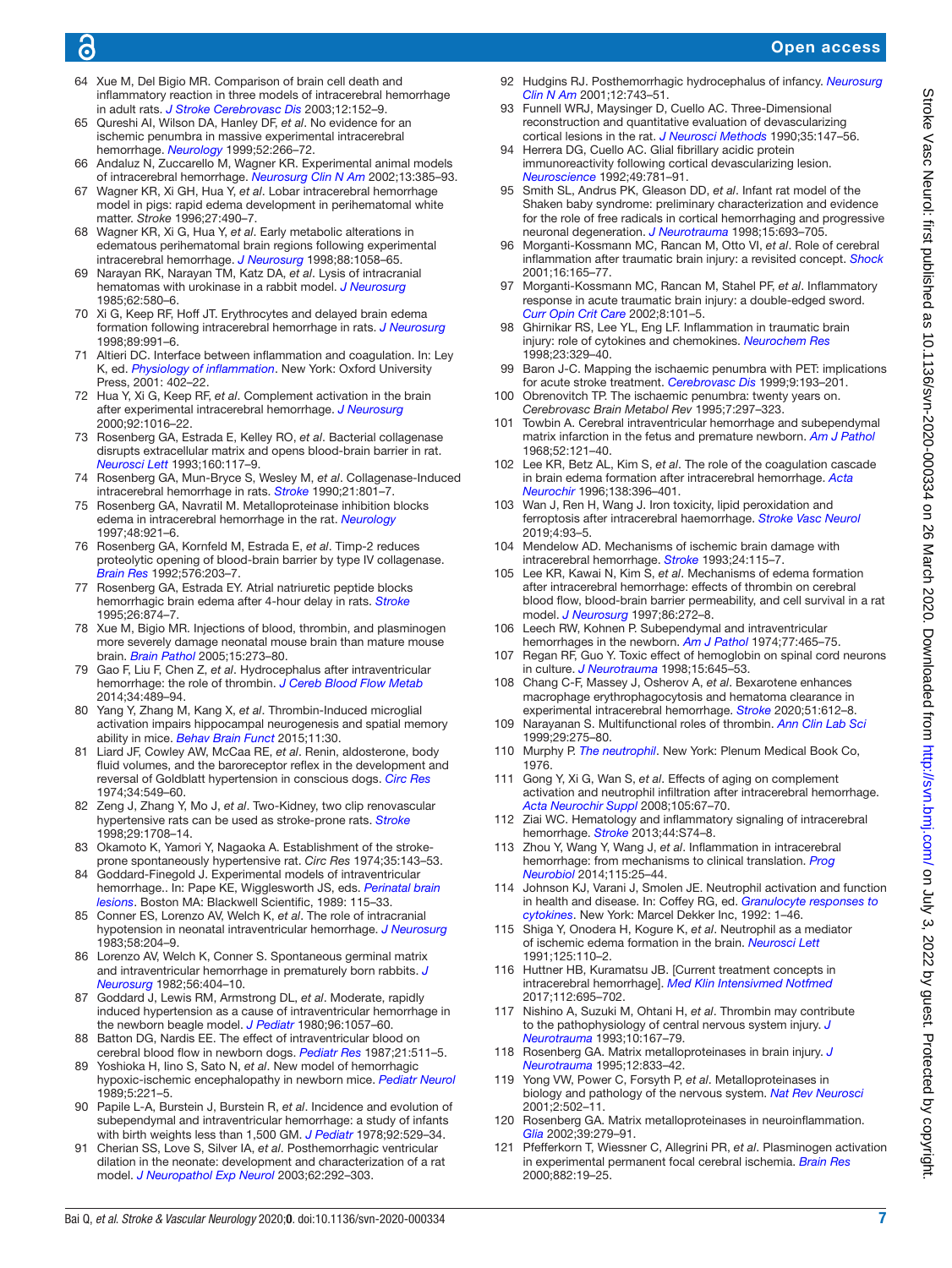64 Xue M, Del Bigio MR. Comparison of brain cell death and inflammatory reaction in three models of intracerebral hemorrhage in adult rats. *J Stroke Cerebrovasc Dis* 2003;12:152–9.

65 Qureshi AI, Wilson DA, Hanley DF, *et al*. No evidence for an ischemic penumbra in massive experimental intracerebral hemorrhage. *Neurology* 1999;52:266–72.

66 Andaluz N, Zuccarello M, Wagner KR. Experimental animal models of intracerebral hemorrhage. *Neurosurg Clin N Am* 2002;13:385–93.

67 Wagner KR, Xi GH, Hua Y, *et al*. Lobar intracerebral hemorrhage model in pigs: rapid edema development in perihematomal white matter. *Stroke* 1996;27:490–7.

68 Wagner KR, Xi G, Hua Y, *et al*. Early metabolic alterations in edematous perihematomal brain regions following experimental intracerebral hemorrhage. *J Neurosurg* 1998;88:1058–65.

69 Narayan RK, Narayan TM, Katz DA, *et al*. Lysis of intracranial hematomas with urokinase in a rabbit model. *J Neurosurg* 1985;62:580–6.

70 Xi G, Keep RF, Hoff JT. Erythrocytes and delayed brain edema formation following intracerebral hemorrhage in rats. *J Neurosurg* 1998;89:991–6.

71 Altieri DC. Interface between inflammation and coagulation. In: Ley K, ed. *Physiology of inflammation*. New York: Oxford University Press, 2001: 402–22.

72 Hua Y, Xi G, Keep RF, *et al*. Complement activation in the brain after experimental intracerebral hemorrhage. *J Neurosurg* 2000;92:1016–22.

73 Rosenberg GA, Estrada E, Kelley RO, *et al*. Bacterial collagenase disrupts extracellular matrix and opens blood-brain barrier in rat. *Neurosci Lett* 1993;160:117–9.

74 Rosenberg GA, Mun-Bryce S, Wesley M, *et al*. Collagenase-Induced intracerebral hemorrhage in rats. *Stroke* 1990;21:801–7.

75 Rosenberg GA, Navratil M. Metalloproteinase inhibition blocks edema in intracerebral hemorrhage in the rat. *Neurology* 1997;48:921–6.

76 Rosenberg GA, Kornfeld M, Estrada E, *et al*. Timp-2 reduces proteolytic opening of blood-brain barrier by type IV collagenase. *Brain Res* 1992;576:203–7.

77 Rosenberg GA, Estrada EY. Atrial natriuretic peptide blocks hemorrhagic brain edema after 4-hour delay in rats. *Stroke* 1995;26:874–7.

78 Xue M, Bigio MR. Injections of blood, thrombin, and plasminogen more severely damage neonatal mouse brain than mature mouse brain. *Brain Pathol* 2005;15:273–80.

79 Gao F, Liu F, Chen Z, *et al*. Hydrocephalus after intraventricular hemorrhage: the role of thrombin. *J Cereb Blood Flow Metab* 2014;34:489–94.

80 Yang Y, Zhang M, Kang X, *et al*. Thrombin-Induced microglial activation impairs hippocampal neurogenesis and spatial memory ability in mice. *Behav Brain Funct* 2015;11:30.

81 Liard JF, Cowley AW, McCaa RE, *et al*. Renin, aldosterone, body fluid volumes, and the baroreceptor reflex in the development and reversal of Goldblatt hypertension in conscious dogs. *Circ Res* 1974;34:549–60.

82 Zeng J, Zhang Y, Mo J, *et al*. Two-Kidney, two clip renovascular hypertensive rats can be used as stroke-prone rats. *Stroke* 1998;29:1708–14.

83 Okamoto K, Yamori Y, Nagaoka A. Establishment of the stroke-prone spontaneously hypertensive rat. *Circ Res* 1974;35:143–53.

84 Goddard-Finegold J. Experimental models of intraventricular hemorrhage.. In: Pape KE, Wigglesworth JS, eds. *Perinatal brain lesions*. Boston MA: Blackwell Scientific, 1989: 115–33.

85 Conner ES, Lorenzo AV, Welch K, *et al*. The role of intracranial hypotension in neonatal intraventricular hemorrhage. *J Neurosurg* 1983;58:204–9.

86 Lorenzo AV, Welch K, Conner S. Spontaneous germinal matrix and intraventricular hemorrhage in prematurely born rabbits. *J Neurosurg* 1982;56:404–10.

87 Goddard J, Lewis RM, Armstrong DL, *et al*. Moderate, rapidly induced hypertension as a cause of intraventricular hemorrhage in the newborn beagle model. *J Pediatr* 1980;96:1057–60.

88 Batton DG, Nardis EE. The effect of intraventricular blood on cerebral blood flow in newborn dogs. *Pediatr Res* 1987;21:511–5.

89 Yoshioka H, Iino S, Sato N, *et al*. New model of hemorrhagic hypoxic-ischemic encephalopathy in newborn mice. *Pediatr Neurol* 1989;5:221–5.

90 Papile L-A, Burstein J, Burstein R, *et al*. Incidence and evolution of subependymal and intraventricular hemorrhage: a study of infants with birth weights less than 1,500 GM. *J Pediatr* 1978;92:529–34.

91 Cherian SS, Love S, Silver IA, *et al*. Posthemorrhagic ventricular dilation in the neonate: development and characterization of a rat model. *J Neuropathol Exp Neurol* 2003;62:292–303.

92 Hudgins RJ. Posthemorrhagic hydrocephalus of infancy. *Neurosurg Clin N Am* 2001;12:743–51.

93 Funnell WRJ, Maysinger D, Cuello AC. Three-Dimensional reconstruction and quantitative evaluation of devascularizing cortical lesions in the rat. *J Neurosci Methods* 1990;35:147–56.

94 Herrera DG, Cuello AC. Glial fibrillary acidic protein immunoreactivity following cortical devascularizing lesion. *Neuroscience* 1992;49:781–91.

95 Smith SL, Andrus PK, Gleason DD, *et al*. Infant rat model of the Shaken baby syndrome: preliminary characterization and evidence for the role of free radicals in cortical hemorrhaging and progressive neuronal degeneration. *J Neurotrauma* 1998;15:693–705.

96 Morganti-Kossmann MC, Rancan M, Otto VI, *et al*. Role of cerebral inflammation after traumatic brain injury: a revisited concept. *Shock* 2001;16:165–77.

97 Morganti-Kossmann MC, Rancan M, Stahel PF, *et al*. Inflammatory response in acute traumatic brain injury: a double-edged sword. *Curr Opin Crit Care* 2002;8:101–5.

98 Ghirnikar RS, Lee YL, Eng LF. Inflammation in traumatic brain injury: role of cytokines and chemokines. *Neurochem Res* 1998;23:329–40.

99 Baron J-C. Mapping the ischaemic penumbra with PET: implications for acute stroke treatment. *Cerebrovasc Dis* 1999;9:193–201.

100 Obrenovitch TP. The ischaemic penumbra: twenty years on. *Cerebrovasc Brain Metabol Rev* 1995;7:297–323.

101 Towbin A. Cerebral intraventricular hemorrhage and subependymal matrix infarction in the fetus and premature newborn. *Am J Pathol* 1968;52:121–40.

102 Lee KR, Betz AL, Kim S, *et al*. The role of the coagulation cascade in brain edema formation after intracerebral hemorrhage. *Acta Neurochir* 1996;138:396–401.

103 Wan J, Ren H, Wang J. Iron toxicity, lipid peroxidation and ferroptosis after intracerebral haemorrhage. *Stroke Vasc Neurol* 2019;4:93–5.

104 Mendelow AD. Mechanisms of ischemic brain damage with intracerebral hemorrhage. *Stroke* 1993;24:115–7.

105 Lee KR, Kawai N, Kim S, *et al*. Mechanisms of edema formation after intracerebral hemorrhage: effects of thrombin on cerebral blood flow, blood-brain barrier permeability, and cell survival in a rat model. *J Neurosurg* 1997;86:272–8.

106 Leech RW, Kohnen P. Subependymal and intraventricular hemorrhages in the newborn. *Am J Pathol* 1974;77:465–75.

107 Regan RF, Guo Y. Toxic effect of hemoglobin on spinal cord neurons in culture. *J Neurotrauma* 1998;15:645–53.

108 Chang C-F, Massey J, Osherov A, *et al*. Bexarotene enhances macrophage erythrophagocytosis and hematoma clearance in experimental intracerebral hemorrhage. *Stroke* 2020;51:612–8.

109 Narayanan S. Multifunctional roles of thrombin. *Ann Clin Lab Sci* 1999;29:275–80.

110 Murphy P. *The neutrophil*. New York: Plenum Medical Book Co, 1976.

111 Gong Y, Xi G, Wan S, *et al*. Effects of aging on complement activation and neutrophil infiltration after intracerebral hemorrhage. *Acta Neurochir Suppl* 2008;105:67–70.

112 Ziai WC. Hematology and inflammatory signaling of intracerebral hemorrhage. *Stroke* 2013;44:S74–8.

113 Zhou Y, Wang Y, Wang J, *et al*. Inflammation in intracerebral hemorrhage: from mechanisms to clinical translation. *Prog Neurobiol* 2014;115:25–44.

114 Johnson KJ, Varani J, Smolen JE. Neutrophil activation and function in health and disease. In: Coffey RG, ed. *Granulocyte responses to cytokines*. New York: Marcel Dekker Inc, 1992: 1–46.

115 Shiga Y, Onodera H, Kogure K, *et al*. Neutrophil as a mediator of ischemic edema formation in the brain. *Neurosci Lett* 1991;125:110–2.

116 Huttner HB, Kuramatsu JB. [Current treatment concepts in intracerebral hemorrhage]. *Med Klin Intensivmed Notfmed* 2017;112:695–702.

117 Nishino A, Suzuki M, Ohtani H, *et al*. Thrombin may contribute to the pathophysiology of central nervous system injury. *J Neurotrauma* 1993;10:167–79.

118 Rosenberg GA. Matrix metalloproteinases in brain injury. *J Neurotrauma* 1995;12:833–42.

119 Yong VW, Power C, Forsyth P, *et al*. Metalloproteinases in biology and pathology of the nervous system. *Nat Rev Neurosci* 2001;2:502–11.

120 Rosenberg GA. Matrix metalloproteinases in neuroinflammation. *Glia* 2002;39:279–91.

121 Pfefferkorn T, Wiessner C, Allegrini PR, *et al*. Plasminogen activation in experimental permanent focal cerebral ischemia. *Brain Res* 2000;882:19–25.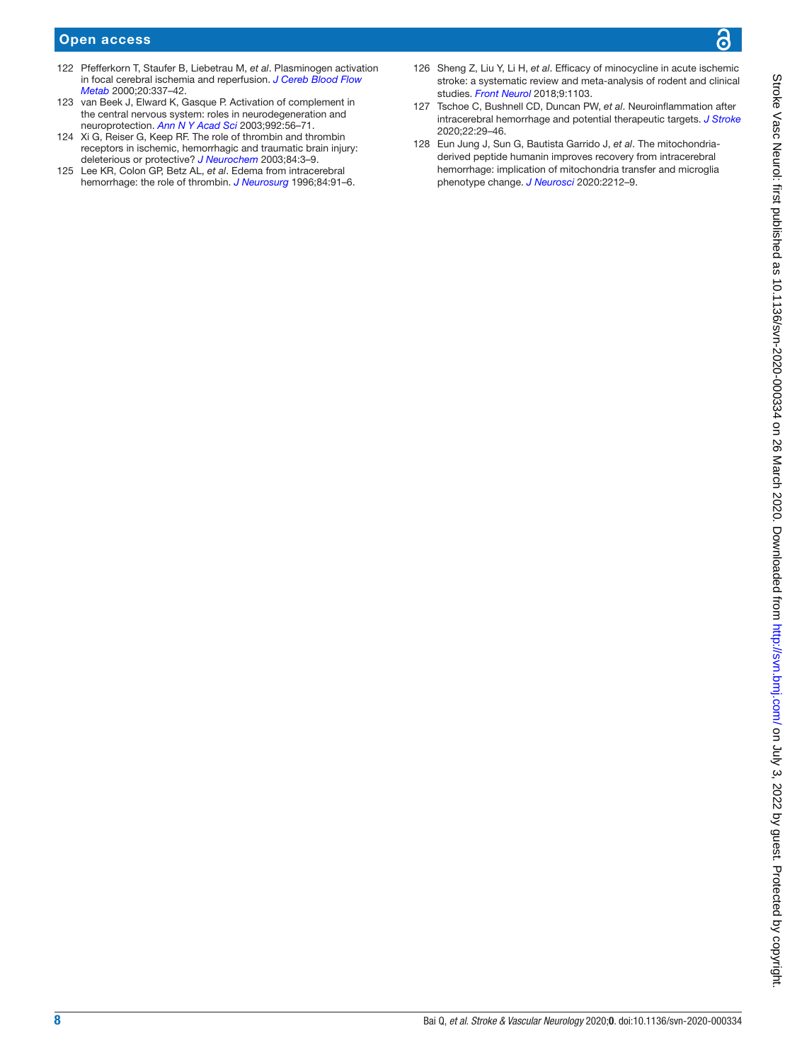122 Pfefferkorn T, Staufer B, Liebetrau M, *et al*. Plasminogen activation in focal cerebral ischemia and reperfusion. *J Cereb Blood Flow Metab* 2000;20:337–42.

123 van Beek J, Elward K, Gasque P. Activation of complement in the central nervous system: roles in neurodegeneration and neuroprotection. *Ann N Y Acad Sci* 2003;992:56–71.

124 Xi G, Reiser G, Keep RF. The role of thrombin and thrombin receptors in ischemic, hemorrhagic and traumatic brain injury: deleterious or protective? *J Neurochem* 2003;84:3–9.

125 Lee KR, Colon GP, Betz AL, *et al*. Edema from intracerebral hemorrhage: the role of thrombin. *J Neurosurg* 1996;84:91–6.

126 Sheng Z, Liu Y, Li H, *et al*. Efficacy of minocycline in acute ischemic stroke: a systematic review and meta-analysis of rodent and clinical studies. *Front Neurol* 2018;9:1103.

127 Tschoe C, Bushnell CD, Duncan PW, *et al*. Neuroinflammation after intracerebral hemorrhage and potential therapeutic targets. *J Stroke* 2020;22:29–46.

128 Eun Jung J, Sun G, Bautista Garrido J, *et al*. The mitochondria-derived peptide humanin improves recovery from intracerebral hemorrhage: implication of mitochondria transfer and microglia phenotype change. *J Neurosci* 2020:2212–9.